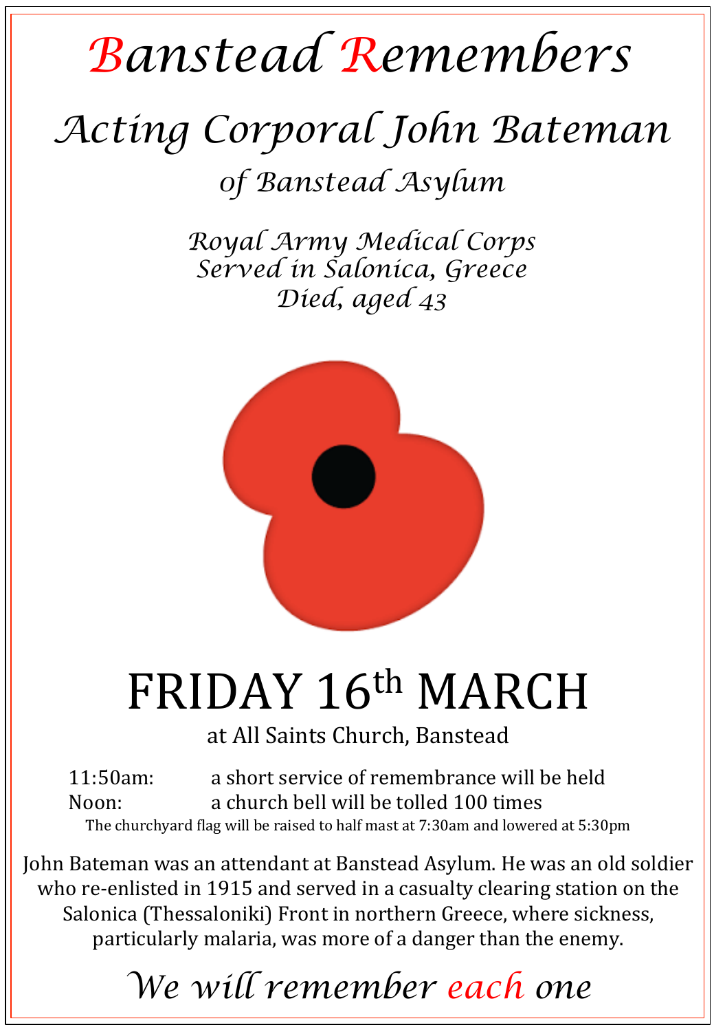# Banstead Remembers

## Acting Corporal John Bateman

### of Banstead Asylum

*Royal Army Medical Corps*
*Served in Salonica, Greece*
*Died, aged 43*

# FRIDAY 16th MARCH

at All Saints Church, Banstead

11:50am: a short service of remembrance will be held
Noon: a church bell will be tolled 100 times

The churchyard flag will be raised to half mast at 7:30am and lowered at 5:30pm

John Bateman was an attendant at Banstead Asylum. He was an old soldier who re-enlisted in 1915 and served in a casualty clearing station on the Salonica (Thessaloniki) Front in northern Greece, where sickness, particularly malaria, was more of a danger than the enemy.

*We will remember each one*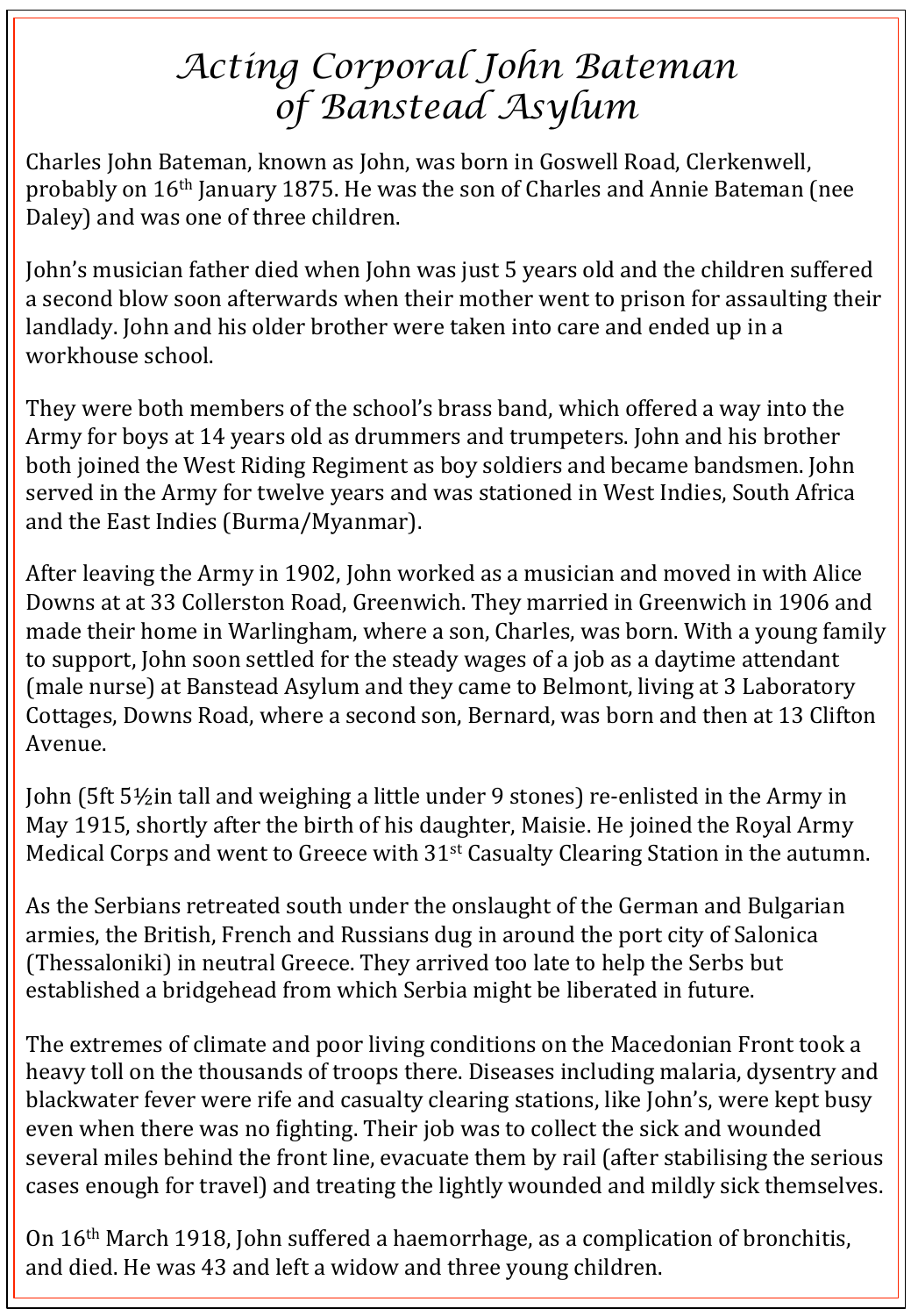# Acting Corporal John Bateman of Banstead Asylum

Charles John Bateman, known as John, was born in Goswell Road, Clerkenwell, probably on 16th January 1875. He was the son of Charles and Annie Bateman (nee Daley) and was one of three children.

John's musician father died when John was just 5 years old and the children suffered a second blow soon afterwards when their mother went to prison for assaulting their landlady. John and his older brother were taken into care and ended up in a workhouse school.

They were both members of the school's brass band, which offered a way into the Army for boys at 14 years old as drummers and trumpeters. John and his brother both joined the West Riding Regiment as boy soldiers and became bandsmen. John served in the Army for twelve years and was stationed in West Indies, South Africa and the East Indies (Burma/Myanmar).

After leaving the Army in 1902, John worked as a musician and moved in with Alice Downs at at 33 Collerston Road, Greenwich. They married in Greenwich in 1906 and made their home in Warlingham, where a son, Charles, was born. With a young family to support, John soon settled for the steady wages of a job as a daytime attendant (male nurse) at Banstead Asylum and they came to Belmont, living at 3 Laboratory Cottages, Downs Road, where a second son, Bernard, was born and then at 13 Clifton Avenue.

John (5ft 5½in tall and weighing a little under 9 stones) re-enlisted in the Army in May 1915, shortly after the birth of his daughter, Maisie. He joined the Royal Army Medical Corps and went to Greece with 31st Casualty Clearing Station in the autumn.

As the Serbians retreated south under the onslaught of the German and Bulgarian armies, the British, French and Russians dug in around the port city of Salonica (Thessaloniki) in neutral Greece. They arrived too late to help the Serbs but established a bridgehead from which Serbia might be liberated in future.

The extremes of climate and poor living conditions on the Macedonian Front took a heavy toll on the thousands of troops there. Diseases including malaria, dysentry and blackwater fever were rife and casualty clearing stations, like John's, were kept busy even when there was no fighting. Their job was to collect the sick and wounded several miles behind the front line, evacuate them by rail (after stabilising the serious cases enough for travel) and treating the lightly wounded and mildly sick themselves.

On 16th March 1918, John suffered a haemorrhage, as a complication of bronchitis, and died. He was 43 and left a widow and three young children.